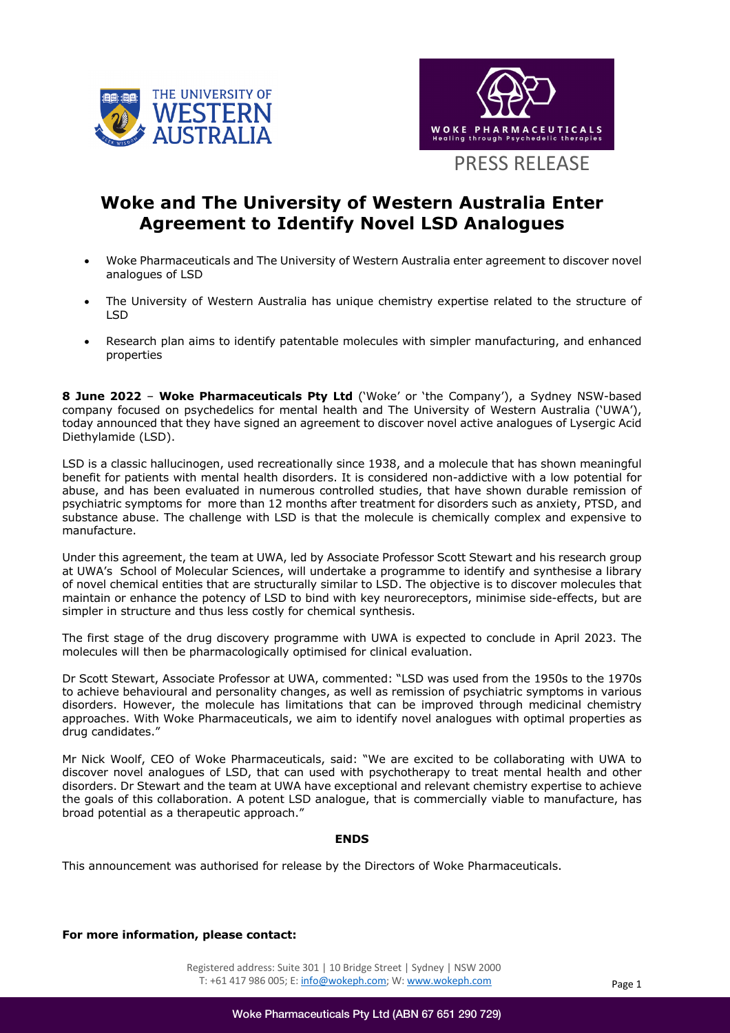PRESS RELEASE

# Woke and The University of Western Australia Enter Agreement to Identify Novel LSD Analogues

- Woke Pharmaceuticals and The University of Western Australia enter agreement to discover novel analogues of LSD
- The University of Western Australia has unique chemistry expertise related to the structure of LSD
- Research plan aims to identify patentable molecules with simpler manufacturing, and enhanced properties

**8 June 2022** – **Woke Pharmaceuticals Pty Ltd** ('Woke' or 'the Company'), a Sydney NSW-based company focused on psychedelics for mental health and The University of Western Australia ('UWA'), today announced that they have signed an agreement to discover novel active analogues of Lysergic Acid Diethylamide (LSD).

LSD is a classic hallucinogen, used recreationally since 1938, and a molecule that has shown meaningful benefit for patients with mental health disorders. It is considered non-addictive with a low potential for abuse, and has been evaluated in numerous controlled studies, that have shown durable remission of psychiatric symptoms for more than 12 months after treatment for disorders such as anxiety, PTSD, and substance abuse. The challenge with LSD is that the molecule is chemically complex and expensive to manufacture.

Under this agreement, the team at UWA, led by Associate Professor Scott Stewart and his research group at UWA's School of Molecular Sciences, will undertake a programme to identify and synthesise a library of novel chemical entities that are structurally similar to LSD. The objective is to discover molecules that maintain or enhance the potency of LSD to bind with key neuroreceptors, minimise side-effects, but are simpler in structure and thus less costly for chemical synthesis.

The first stage of the drug discovery programme with UWA is expected to conclude in April 2023. The molecules will then be pharmacologically optimised for clinical evaluation.

Dr Scott Stewart, Associate Professor at UWA, commented: "LSD was used from the 1950s to the 1970s to achieve behavioural and personality changes, as well as remission of psychiatric symptoms in various disorders. However, the molecule has limitations that can be improved through medicinal chemistry approaches. With Woke Pharmaceuticals, we aim to identify novel analogues with optimal properties as drug candidates."

Mr Nick Woolf, CEO of Woke Pharmaceuticals, said: "We are excited to be collaborating with UWA to discover novel analogues of LSD, that can used with psychotherapy to treat mental health and other disorders. Dr Stewart and the team at UWA have exceptional and relevant chemistry expertise to achieve the goals of this collaboration. A potent LSD analogue, that is commercially viable to manufacture, has broad potential as a therapeutic approach."

**ENDS**

This announcement was authorised for release by the Directors of Woke Pharmaceuticals.

**For more information, please contact:**

Registered address: Suite 301 | 10 Bridge Street | Sydney | NSW 2000
T: +61 417 986 005; E: info@wokeph.com; W: www.wokeph.com

Woke Pharmaceuticals Pty Ltd (ABN 67 651 290 729)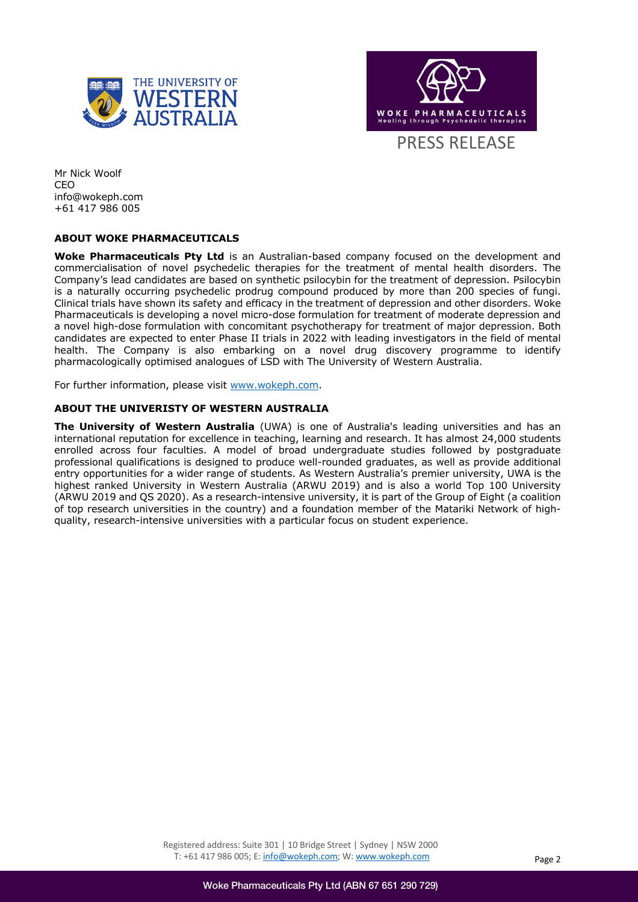PRESS RELEASE

Mr Nick Woolf
CEO
info@wokeph.com
+61 417 986 005

**ABOUT WOKE PHARMACEUTICALS**

**Woke Pharmaceuticals Pty Ltd** is an Australian-based company focused on the development and commercialisation of novel psychedelic therapies for the treatment of mental health disorders. The Company's lead candidates are based on synthetic psilocybin for the treatment of depression. Psilocybin is a naturally occurring psychedelic prodrug compound produced by more than 200 species of fungi. Clinical trials have shown its safety and efficacy in the treatment of depression and other disorders. Woke Pharmaceuticals is developing a novel micro-dose formulation for treatment of moderate depression and a novel high-dose formulation with concomitant psychotherapy for treatment of major depression. Both candidates are expected to enter Phase II trials in 2022 with leading investigators in the field of mental health. The Company is also embarking on a novel drug discovery programme to identify pharmacologically optimised analogues of LSD with The University of Western Australia.

For further information, please visit www.wokeph.com.

**ABOUT THE UNIVERISTY OF WESTERN AUSTRALIA**

**The University of Western Australia** (UWA) is one of Australia's leading universities and has an international reputation for excellence in teaching, learning and research. It has almost 24,000 students enrolled across four faculties. A model of broad undergraduate studies followed by postgraduate professional qualifications is designed to produce well-rounded graduates, as well as provide additional entry opportunities for a wider range of students. As Western Australia's premier university, UWA is the highest ranked University in Western Australia (ARWU 2019) and is also a world Top 100 University (ARWU 2019 and QS 2020). As a research-intensive university, it is part of the Group of Eight (a coalition of top research universities in the country) and a foundation member of the Matariki Network of high-quality, research-intensive universities with a particular focus on student experience.

Registered address: Suite 301 | 10 Bridge Street | Sydney | NSW 2000
T: +61 417 986 005; E: info@wokeph.com; W: www.wokeph.com

Woke Pharmaceuticals Pty Ltd (ABN 67 651 290 729)